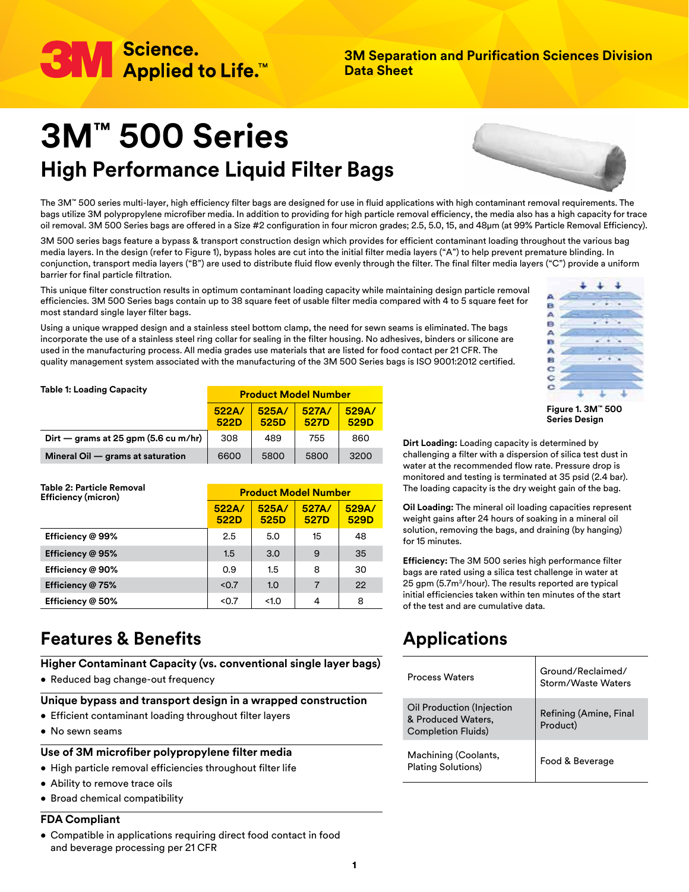**3M Separation and Purification Sciences Division**
**Data Sheet**

# 3M™ 500 Series

## High Performance Liquid Filter Bags

The 3M™ 500 series multi-layer, high efficiency filter bags are designed for use in fluid applications with high contaminant removal requirements. The bags utilize 3M polypropylene microfiber media. In addition to providing for high particle removal efficiency, the media also has a high capacity for trace oil removal. 3M 500 Series bags are offered in a Size #2 configuration in four micron grades; 2.5, 5.0, 15, and 48µm (at 99% Particle Removal Efficiency).

3M 500 series bags feature a bypass & transport construction design which provides for efficient contaminant loading throughout the various bag media layers. In the design (refer to Figure 1), bypass holes are cut into the initial filter media layers ("A") to help prevent premature blinding. In conjunction, transport media layers ("B") are used to distribute fluid flow evenly through the filter. The final filter media layers ("C") provide a uniform barrier for final particle filtration.

This unique filter construction results in optimum contaminant loading capacity while maintaining design particle removal efficiencies. 3M 500 Series bags contain up to 38 square feet of usable filter media compared with 4 to 5 square feet for most standard single layer filter bags.

Using a unique wrapped design and a stainless steel bottom clamp, the need for sewn seams is eliminated. The bags incorporate the use of a stainless steel ring collar for sealing in the filter housing. No adhesives, binders or silicone are used in the manufacturing process. All media grades use materials that are listed for food contact per 21 CFR. The quality management system associated with the manufacturing of the 3M 500 Series bags is ISO 9001:2012 certified.

A
B
A
B
A
B
A
B
C
C
C

**Figure 1. 3M™ 500 Series Design**

**Table 1: Loading Capacity**

| | Product Model Number | | | |
|---|---|---|---|---|
| | 522A/ 522D | 525A/ 525D | 527A/ 527D | 529A/ 529D |
| **Dirt — grams at 25 gpm (5.6 cu m/hr)** | 308 | 489 | 755 | 860 |
| **Mineral Oil — grams at saturation** | 6600 | 5800 | 5800 | 3200 |

**Table 2: Particle Removal Efficiency (micron)**

| | Product Model Number | | | |
|---|---|---|---|---|
| | 522A/ 522D | 525A/ 525D | 527A/ 527D | 529A/ 529D |
| **Efficiency @ 99%** | 2.5 | 5.0 | 15 | 48 |
| **Efficiency @ 95%** | 1.5 | 3.0 | 9 | 35 |
| **Efficiency @ 90%** | 0.9 | 1.5 | 8 | 30 |
| **Efficiency @ 75%** | <0.7 | 1.0 | 7 | 22 |
| **Efficiency @ 50%** | <0.7 | <1.0 | 4 | 8 |

**Dirt Loading:** Loading capacity is determined by challenging a filter with a dispersion of silica test dust in water at the recommended flow rate. Pressure drop is monitored and testing is terminated at 35 psid (2.4 bar). The loading capacity is the dry weight gain of the bag.

**Oil Loading:** The mineral oil loading capacities represent weight gains after 24 hours of soaking in a mineral oil solution, removing the bags, and draining (by hanging) for 15 minutes.

**Efficiency:** The 3M 500 series high performance filter bags are rated using a silica test challenge in water at 25 gpm (5.7m$^3$/hour). The results reported are typical initial efficiencies taken within ten minutes of the start of the test and are cumulative data.

## Features & Benefits

### Higher Contaminant Capacity (vs. conventional single layer bags)

- Reduced bag change-out frequency

### Unique bypass and transport design in a wrapped construction

- Efficient contaminant loading throughout filter layers
- No sewn seams

### Use of 3M microfiber polypropylene filter media

- High particle removal efficiencies throughout filter life
- Ability to remove trace oils
- Broad chemical compatibility

### FDA Compliant

- Compatible in applications requiring direct food contact in food and beverage processing per 21 CFR

## Applications

| | |
|---|---|
| Process Waters | Ground/Reclaimed/ Storm/Waste Waters |
| Oil Production (Injection & Produced Waters, Completion Fluids) | Refining (Amine, Final Product) |
| Machining (Coolants, Plating Solutions) | Food & Beverage |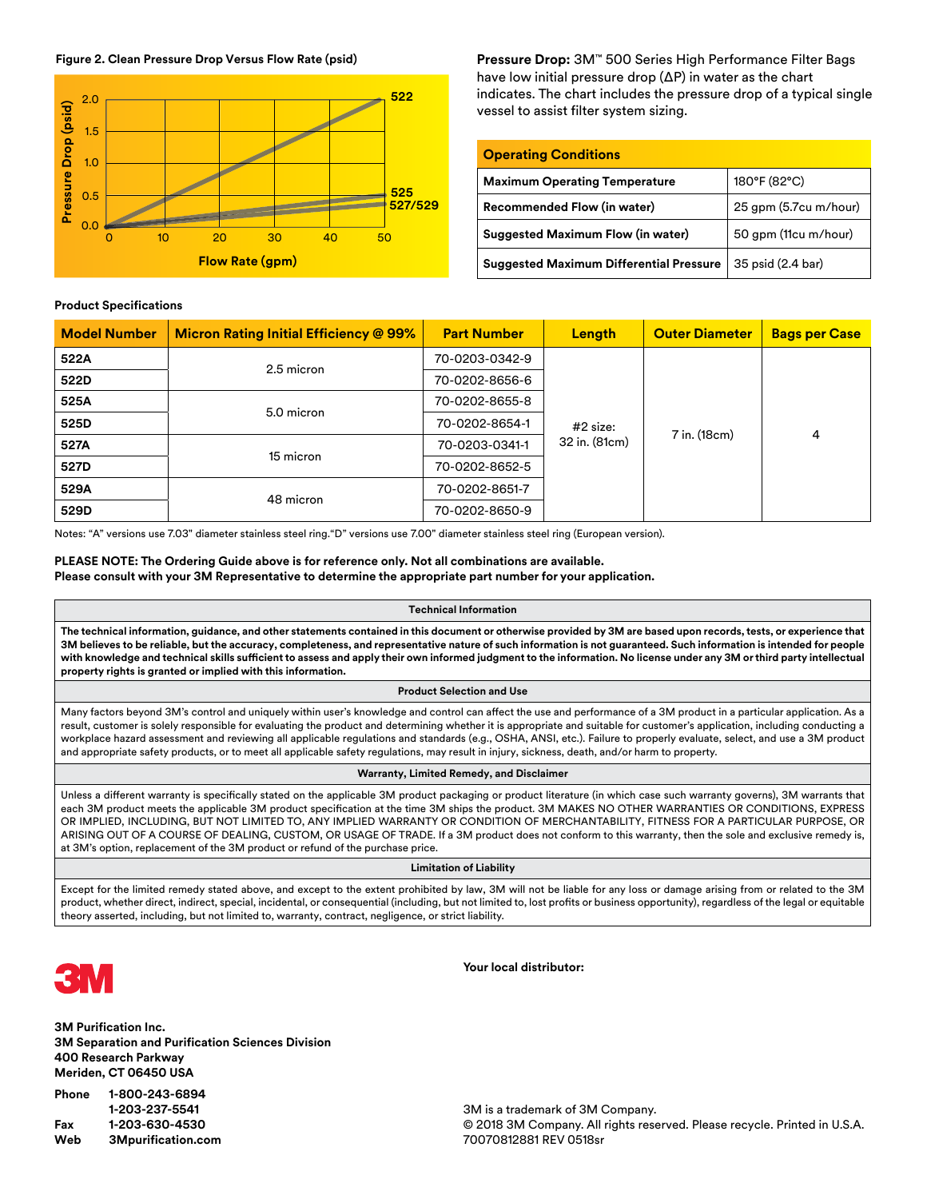**Figure 2. Clean Pressure Drop Versus Flow Rate (psid)**

Pressure Drop (psid)

2.0
1.5
1.0
0.5
0.0

0 10 20 30 40 50

Flow Rate (gpm)

522
525
527/529

**Pressure Drop:** 3M™ 500 Series High Performance Filter Bags have low initial pressure drop (ΔP) in water as the chart indicates. The chart includes the pressure drop of a typical single vessel to assist filter system sizing.

| Operating Conditions | |
|---|---|
| **Maximum Operating Temperature** | 180°F (82°C) |
| **Recommended Flow (in water)** | 25 gpm (5.7cu m/hour) |
| **Suggested Maximum Flow (in water)** | 50 gpm (11cu m/hour) |
| **Suggested Maximum Differential Pressure** | 35 psid (2.4 bar) |

**Product Specifications**

| Model Number | Micron Rating Initial Efficiency @ 99% | Part Number | Length | Outer Diameter | Bags per Case |
|---|---|---|---|---|---|
| **522A** | 2.5 micron | 70-0203-0342-9 | #2 size: 32 in. (81cm) | 7 in. (18cm) | 4 |
| **522D** | | 70-0202-8656-6 | | | |
| **525A** | 5.0 micron | 70-0202-8655-8 | | | |
| **525D** | | 70-0202-8654-1 | | | |
| **527A** | 15 micron | 70-0203-0341-1 | | | |
| **527D** | | 70-0202-8652-5 | | | |
| **529A** | 48 micron | 70-0202-8651-7 | | | |
| **529D** | | 70-0202-8650-9 | | | |

Notes: "A" versions use 7.03" diameter stainless steel ring."D" versions use 7.00" diameter stainless steel ring (European version).

**PLEASE NOTE: The Ordering Guide above is for reference only. Not all combinations are available.**
**Please consult with your 3M Representative to determine the appropriate part number for your application.**

**Technical Information**

**The technical information, guidance, and other statements contained in this document or otherwise provided by 3M are based upon records, tests, or experience that 3M believes to be reliable, but the accuracy, completeness, and representative nature of such information is not guaranteed. Such information is intended for people with knowledge and technical skills sufficient to assess and apply their own informed judgment to the information. No license under any 3M or third party intellectual property rights is granted or implied with this information.**

**Product Selection and Use**

Many factors beyond 3M's control and uniquely within user's knowledge and control can affect the use and performance of a 3M product in a particular application. As a result, customer is solely responsible for evaluating the product and determining whether it is appropriate and suitable for customer's application, including conducting a workplace hazard assessment and reviewing all applicable regulations and standards (e.g., OSHA, ANSI, etc.). Failure to properly evaluate, select, and use a 3M product and appropriate safety products, or to meet all applicable safety regulations, may result in injury, sickness, death, and/or harm to property.

**Warranty, Limited Remedy, and Disclaimer**

Unless a different warranty is specifically stated on the applicable 3M product packaging or product literature (in which case such warranty governs), 3M warrants that each 3M product meets the applicable 3M product specification at the time 3M ships the product. 3M MAKES NO OTHER WARRANTIES OR CONDITIONS, EXPRESS OR IMPLIED, INCLUDING, BUT NOT LIMITED TO, ANY IMPLIED WARRANTY OR CONDITION OF MERCHANTABILITY, FITNESS FOR A PARTICULAR PURPOSE, OR ARISING OUT OF A COURSE OF DEALING, CUSTOM, OR USAGE OF TRADE. If a 3M product does not conform to this warranty, then the sole and exclusive remedy is, at 3M's option, replacement of the 3M product or refund of the purchase price.

**Limitation of Liability**

Except for the limited remedy stated above, and except to the extent prohibited by law, 3M will not be liable for any loss or damage arising from or related to the 3M product, whether direct, indirect, special, incidental, or consequential (including, but not limited to, lost profits or business opportunity), regardless of the legal or equitable theory asserted, including, but not limited to, warranty, contract, negligence, or strict liability.

3M

**3M Purification Inc.**
**3M Separation and Purification Sciences Division**
**400 Research Parkway**
**Meriden, CT 06450 USA**

**Phone** 1-800-243-6894
1-203-237-5541
**Fax** 1-203-630-4530
**Web** 3Mpurification.com

**Your local distributor:**

3M is a trademark of 3M Company.
© 2018 3M Company. All rights reserved. Please recycle. Printed in U.S.A.
70070812881 REV 0518sr